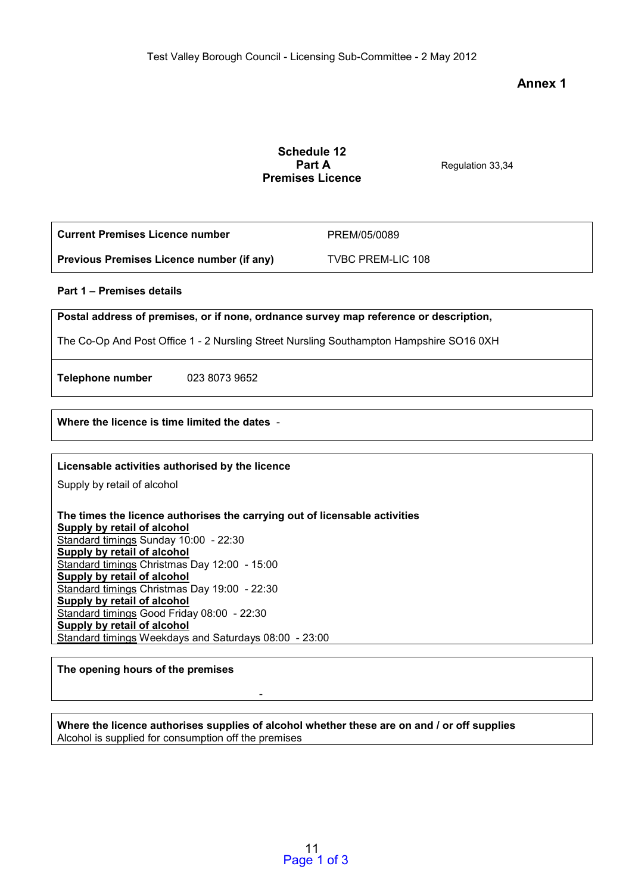Test Valley Borough Council - Licensing Sub-Committee - 2 May 2012

**Annex 1**

**Schedule 12**
**Part A**
**Premises Licence**

Regulation 33,34

| | |
|---|---|
| **Current Premises Licence number** | PREM/05/0089 |
| **Previous Premises Licence number (if any)** | TVBC PREM-LIC 108 |

**Part 1 – Premises details**

**Postal address of premises, or if none, ordnance survey map reference or description,**

The Co-Op And Post Office 1 - 2 Nursling Street Nursling Southampton Hampshire SO16 0XH

**Telephone number** 023 8073 9652

**Where the licence is time limited the dates** -

**Licensable activities authorised by the licence**

Supply by retail of alcohol

**The times the licence authorises the carrying out of licensable activities**

**Supply by retail of alcohol**
Standard timings Sunday 10:00 - 22:30
**Supply by retail of alcohol**
Standard timings Christmas Day 12:00 - 15:00
**Supply by retail of alcohol**
Standard timings Christmas Day 19:00 - 22:30
**Supply by retail of alcohol**
Standard timings Good Friday 08:00 - 22:30
**Supply by retail of alcohol**
Standard timings Weekdays and Saturdays 08:00 - 23:00

**The opening hours of the premises**

-

**Where the licence authorises supplies of alcohol whether these are on and / or off supplies**
Alcohol is supplied for consumption off the premises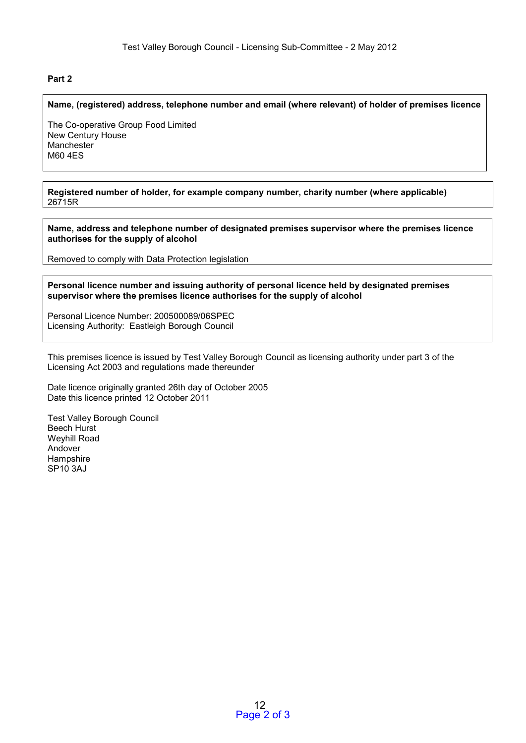**Part 2**

**Name, (registered) address, telephone number and email (where relevant) of holder of premises licence**

The Co-operative Group Food Limited
New Century House
Manchester
M60 4ES

**Registered number of holder, for example company number, charity number (where applicable)**
26715R

**Name, address and telephone number of designated premises supervisor where the premises licence authorises for the supply of alcohol**

Removed to comply with Data Protection legislation

**Personal licence number and issuing authority of personal licence held by designated premises supervisor where the premises licence authorises for the supply of alcohol**

Personal Licence Number: 200500089/06SPEC
Licensing Authority: Eastleigh Borough Council

This premises licence is issued by Test Valley Borough Council as licensing authority under part 3 of the Licensing Act 2003 and regulations made thereunder

Date licence originally granted 26th day of October 2005
Date this licence printed 12 October 2011

Test Valley Borough Council
Beech Hurst
Weyhill Road
Andover
Hampshire
SP10 3AJ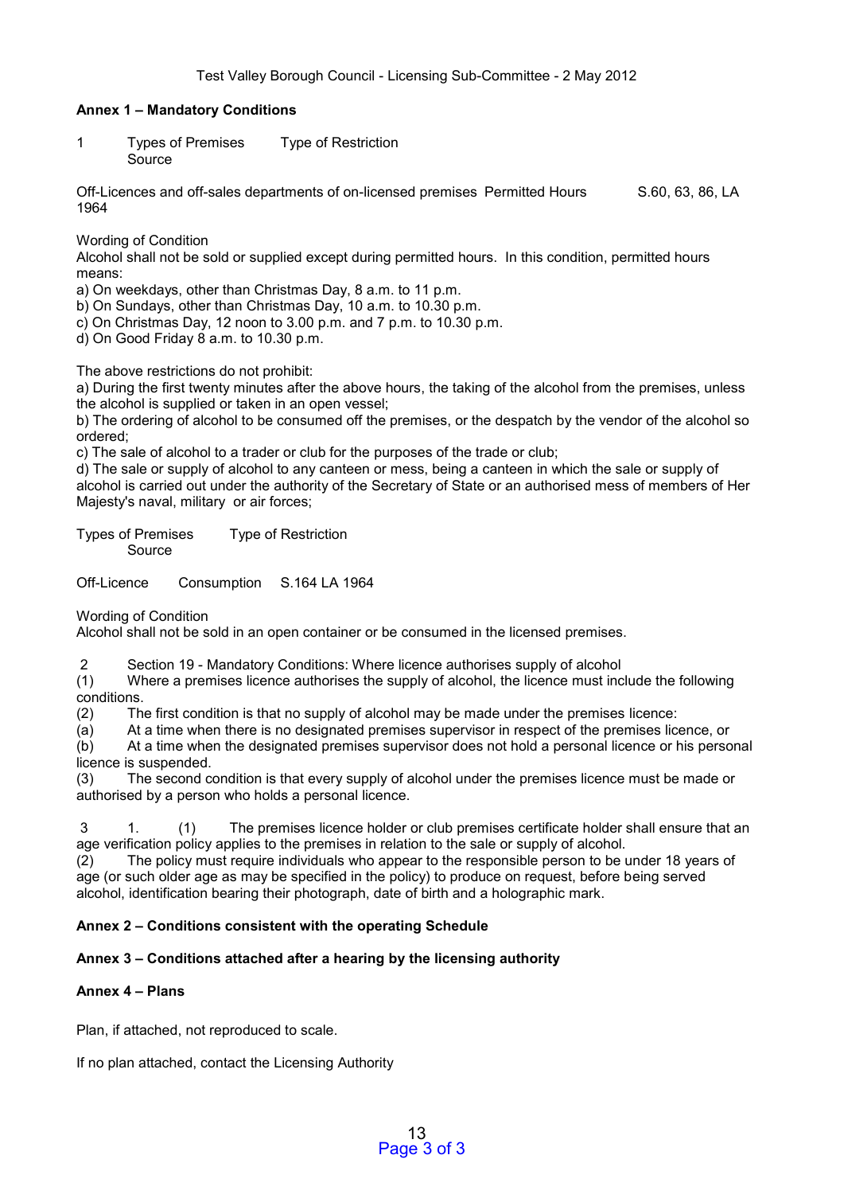## Annex 1 – Mandatory Conditions

| 1 | Types of Premises | Type of Restriction | Source |
|---|---|---|---|
| | Off-Licences and off-sales departments of on-licensed premises | Permitted Hours | S.60, 63, 86, LA 1964 |

Wording of Condition

Alcohol shall not be sold or supplied except during permitted hours. In this condition, permitted hours means:

a) On weekdays, other than Christmas Day, 8 a.m. to 11 p.m.

b) On Sundays, other than Christmas Day, 10 a.m. to 10.30 p.m.

c) On Christmas Day, 12 noon to 3.00 p.m. and 7 p.m. to 10.30 p.m.

d) On Good Friday 8 a.m. to 10.30 p.m.

The above restrictions do not prohibit:

a) During the first twenty minutes after the above hours, the taking of the alcohol from the premises, unless the alcohol is supplied or taken in an open vessel;

b) The ordering of alcohol to be consumed off the premises, or the despatch by the vendor of the alcohol so ordered;

c) The sale of alcohol to a trader or club for the purposes of the trade or club;

d) The sale or supply of alcohol to any canteen or mess, being a canteen in which the sale or supply of alcohol is carried out under the authority of the Secretary of State or an authorised mess of members of Her Majesty's naval, military or air forces;

| Types of Premises | Type of Restriction | Source |
|---|---|---|
| Off-Licence | Consumption | S.164 LA 1964 |

Wording of Condition

Alcohol shall not be sold in an open container or be consumed in the licensed premises.

2 Section 19 - Mandatory Conditions: Where licence authorises supply of alcohol

(1) Where a premises licence authorises the supply of alcohol, the licence must include the following conditions.

(2) The first condition is that no supply of alcohol may be made under the premises licence:

(a) At a time when there is no designated premises supervisor in respect of the premises licence, or

(b) At a time when the designated premises supervisor does not hold a personal licence or his personal licence is suspended.

(3) The second condition is that every supply of alcohol under the premises licence must be made or authorised by a person who holds a personal licence.

3 1. (1) The premises licence holder or club premises certificate holder shall ensure that an age verification policy applies to the premises in relation to the sale or supply of alcohol.

(2) The policy must require individuals who appear to the responsible person to be under 18 years of age (or such older age as may be specified in the policy) to produce on request, before being served alcohol, identification bearing their photograph, date of birth and a holographic mark.

## Annex 2 – Conditions consistent with the operating Schedule

## Annex 3 – Conditions attached after a hearing by the licensing authority

## Annex 4 – Plans

Plan, if attached, not reproduced to scale.

If no plan attached, contact the Licensing Authority